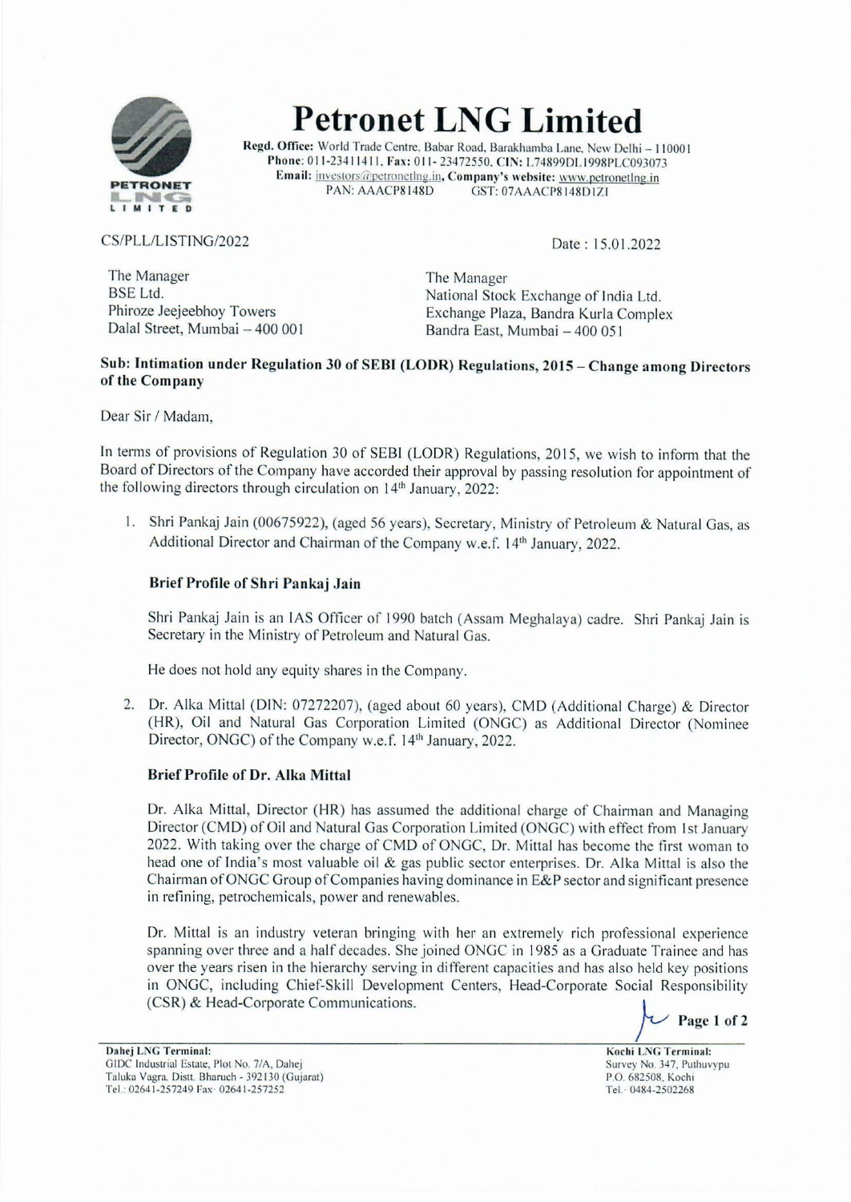# Petronet LNG Limited

**Regd. Office:** World Trade Centre, Babar Road, Barakhamba Lane, New Delhi – 110001
**Phone:** 011-23411411, **Fax:** 011-23472550, **CIN:** L74899DL1998PLC093073
**Email:** investors@petronetlng.in, **Company's website:** www.petronetlng.in
PAN: AAACP8148D GST: 07AAACP8148D1ZI

CS/PLL/LISTING/2022

Date : 15.01.2022

The Manager
BSE Ltd.
Phiroze Jeejeebhoy Towers
Dalal Street, Mumbai – 400 001

The Manager
National Stock Exchange of India Ltd.
Exchange Plaza, Bandra Kurla Complex
Bandra East, Mumbai – 400 051

**Sub: Intimation under Regulation 30 of SEBI (LODR) Regulations, 2015 – Change among Directors of the Company**

Dear Sir / Madam,

In terms of provisions of Regulation 30 of SEBI (LODR) Regulations, 2015, we wish to inform that the Board of Directors of the Company have accorded their approval by passing resolution for appointment of the following directors through circulation on 14th January, 2022:

1. Shri Pankaj Jain (00675922), (aged 56 years), Secretary, Ministry of Petroleum & Natural Gas, as Additional Director and Chairman of the Company w.e.f. 14th January, 2022.

   **Brief Profile of Shri Pankaj Jain**

   Shri Pankaj Jain is an IAS Officer of 1990 batch (Assam Meghalaya) cadre. Shri Pankaj Jain is Secretary in the Ministry of Petroleum and Natural Gas.

   He does not hold any equity shares in the Company.

2. Dr. Alka Mittal (DIN: 07272207), (aged about 60 years), CMD (Additional Charge) & Director (HR), Oil and Natural Gas Corporation Limited (ONGC) as Additional Director (Nominee Director, ONGC) of the Company w.e.f. 14th January, 2022.

   **Brief Profile of Dr. Alka Mittal**

   Dr. Alka Mittal, Director (HR) has assumed the additional charge of Chairman and Managing Director (CMD) of Oil and Natural Gas Corporation Limited (ONGC) with effect from 1st January 2022. With taking over the charge of CMD of ONGC, Dr. Mittal has become the first woman to head one of India's most valuable oil & gas public sector enterprises. Dr. Alka Mittal is also the Chairman of ONGC Group of Companies having dominance in E&P sector and significant presence in refining, petrochemicals, power and renewables.

   Dr. Mittal is an industry veteran bringing with her an extremely rich professional experience spanning over three and a half decades. She joined ONGC in 1985 as a Graduate Trainee and has over the years risen in the hierarchy serving in different capacities and has also held key positions in ONGC, including Chief-Skill Development Centers, Head-Corporate Social Responsibility (CSR) & Head-Corporate Communications.

**Dahej LNG Terminal:**
GIDC Industrial Estate, Plot No. 7/A, Dahej
Taluka Vagra, Distt. Bharuch - 392130 (Gujarat)
Tel.: 02641-257249 Fax: 02641-257252

**Kochi LNG Terminal:**
Survey No. 347, Puthuvypu
P.O. 682508, Kochi
Tel.: 0484-2502268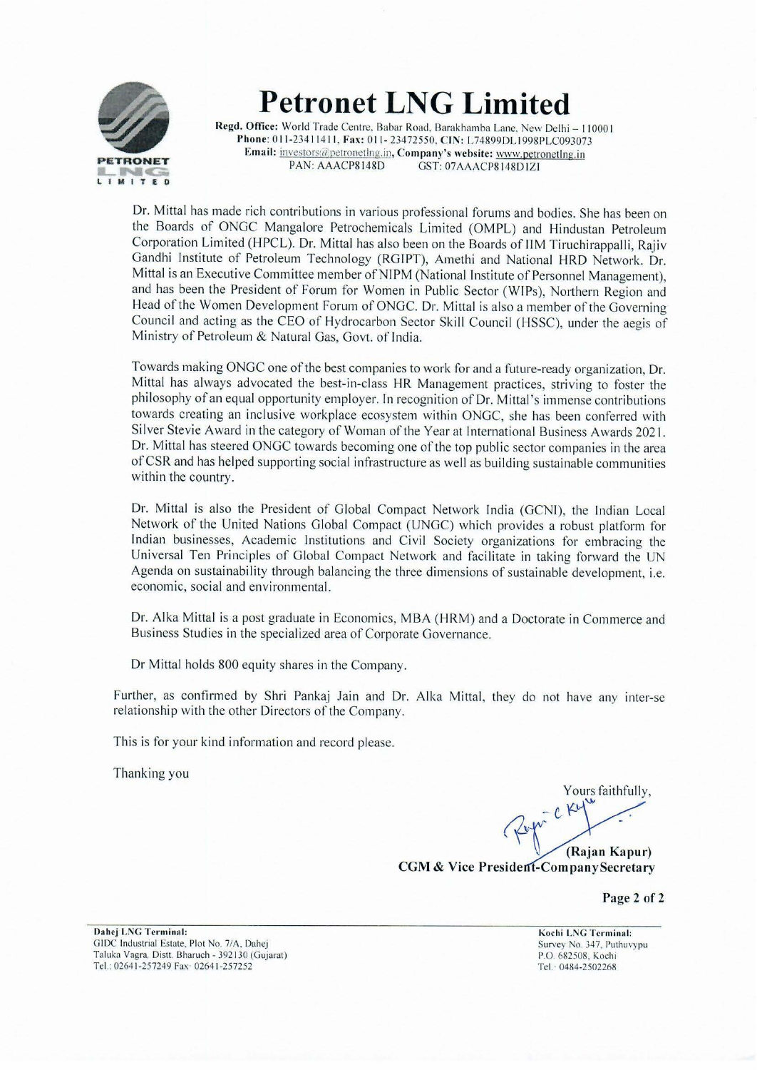# Petronet LNG Limited

**Regd. Office:** World Trade Centre, Babar Road, Barakhamba Lane, New Delhi – 110001
**Phone:** 011-23411411, **Fax:** 011-23472550, **CIN:** L74899DL1998PLC093073
**Email:** investors@petronetlng.in, **Company's website:** www.petronetlng.in
PAN: AAACP8148D GST: 07AAACP8148D1ZI

Dr. Mittal has made rich contributions in various professional forums and bodies. She has been on the Boards of ONGC Mangalore Petrochemicals Limited (OMPL) and Hindustan Petroleum Corporation Limited (HPCL). Dr. Mittal has also been on the Boards of IIM Tiruchirappalli, Rajiv Gandhi Institute of Petroleum Technology (RGIPT), Amethi and National HRD Network. Dr. Mittal is an Executive Committee member of NIPM (National Institute of Personnel Management), and has been the President of Forum for Women in Public Sector (WIPs), Northern Region and Head of the Women Development Forum of ONGC. Dr. Mittal is also a member of the Governing Council and acting as the CEO of Hydrocarbon Sector Skill Council (HSSC), under the aegis of Ministry of Petroleum & Natural Gas, Govt. of India.

Towards making ONGC one of the best companies to work for and a future-ready organization, Dr. Mittal has always advocated the best-in-class HR Management practices, striving to foster the philosophy of an equal opportunity employer. In recognition of Dr. Mittal's immense contributions towards creating an inclusive workplace ecosystem within ONGC, she has been conferred with Silver Stevie Award in the category of Woman of the Year at International Business Awards 2021. Dr. Mittal has steered ONGC towards becoming one of the top public sector companies in the area of CSR and has helped supporting social infrastructure as well as building sustainable communities within the country.

Dr. Mittal is also the President of Global Compact Network India (GCNI), the Indian Local Network of the United Nations Global Compact (UNGC) which provides a robust platform for Indian businesses, Academic Institutions and Civil Society organizations for embracing the Universal Ten Principles of Global Compact Network and facilitate in taking forward the UN Agenda on sustainability through balancing the three dimensions of sustainable development, i.e. economic, social and environmental.

Dr. Alka Mittal is a post graduate in Economics, MBA (HRM) and a Doctorate in Commerce and Business Studies in the specialized area of Corporate Governance.

Dr Mittal holds 800 equity shares in the Company.

Further, as confirmed by Shri Pankaj Jain and Dr. Alka Mittal, they do not have any inter-se relationship with the other Directors of the Company.

This is for your kind information and record please.

Thanking you

Yours faithfully,

**(Rajan Kapur)**
**CGM & Vice President-Company Secretary**

**Dahej LNG Terminal:**
GIDC Industrial Estate, Plot No. 7/A, Dahej
Taluka Vagra, Distt. Bharuch - 392130 (Gujarat)
Tel.: 02641-257249 Fax: 02641-257252

**Kochi LNG Terminal:**
Survey No. 347, Puthuvypu
P.O. 682508, Kochi
Tel.: 0484-2502268